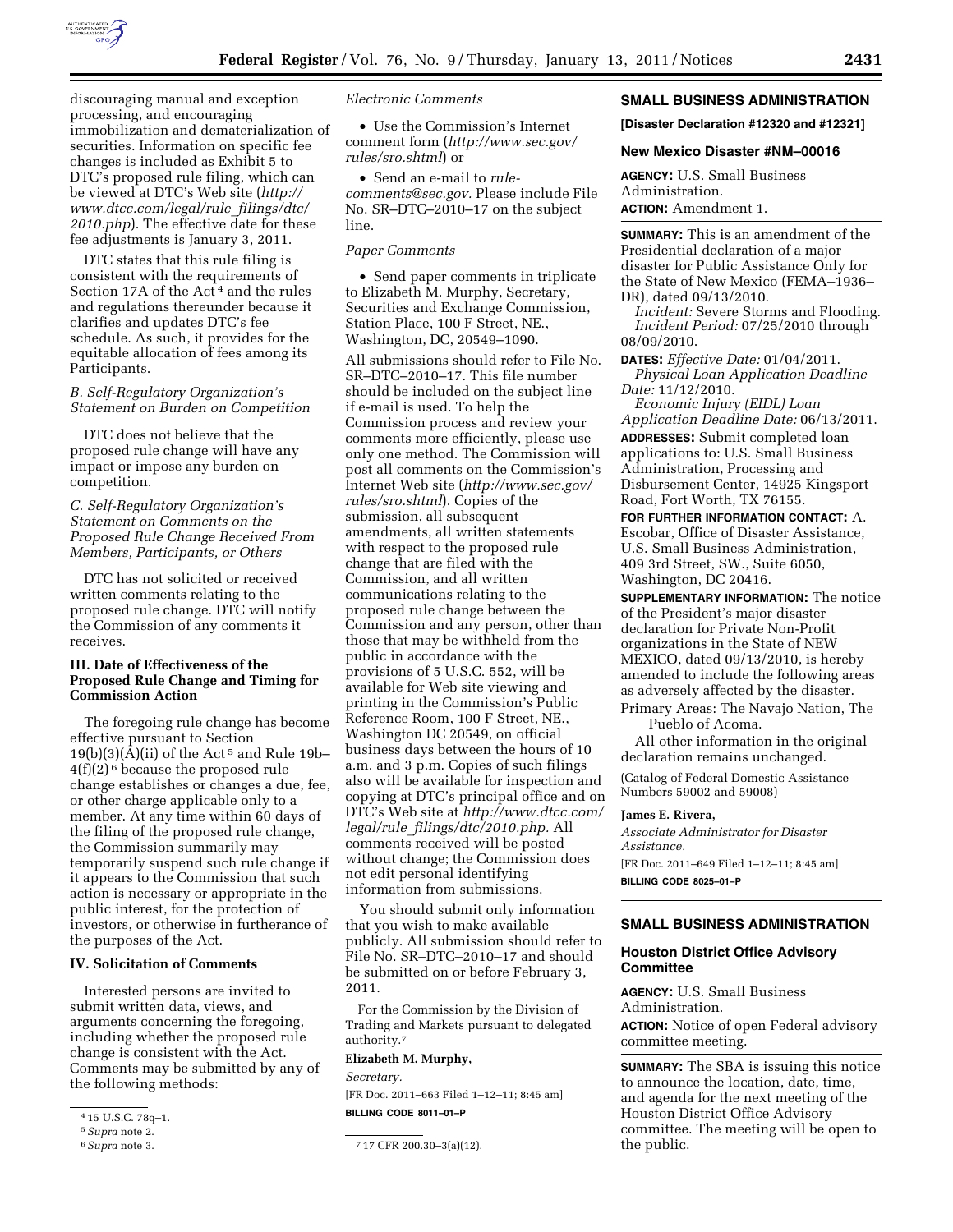discouraging manual and exception processing, and encouraging immobilization and dematerialization of securities. Information on specific fee changes is included as Exhibit 5 to DTC's proposed rule filing, which can be viewed at DTC's Web site (*http://www.dtcc.com/legal/rule_filings/dtc/2010.php*). The effective date for these fee adjustments is January 3, 2011.

DTC states that this rule filing is consistent with the requirements of Section 17A of the Act[4] and the rules and regulations thereunder because it clarifies and updates DTC's fee schedule. As such, it provides for the equitable allocation of fees among its Participants.

### *B. Self-Regulatory Organization's Statement on Burden on Competition*

DTC does not believe that the proposed rule change will have any impact or impose any burden on competition.

### *C. Self-Regulatory Organization's Statement on Comments on the Proposed Rule Change Received From Members, Participants, or Others*

DTC has not solicited or received written comments relating to the proposed rule change. DTC will notify the Commission of any comments it receives.

## III. Date of Effectiveness of the Proposed Rule Change and Timing for Commission Action

The foregoing rule change has become effective pursuant to Section 19(b)(3)(A)(ii) of the Act[5] and Rule 19b–4(f)(2)[6] because the proposed rule change establishes or changes a due, fee, or other charge applicable only to a member. At any time within 60 days of the filing of the proposed rule change, the Commission summarily may temporarily suspend such rule change if it appears to the Commission that such action is necessary or appropriate in the public interest, for the protection of investors, or otherwise in furtherance of the purposes of the Act.

## IV. Solicitation of Comments

Interested persons are invited to submit written data, views, and arguments concerning the foregoing, including whether the proposed rule change is consistent with the Act. Comments may be submitted by any of the following methods:

### *Electronic Comments*

- Use the Commission's Internet comment form (*http://www.sec.gov/rules/sro.shtml*) or
- Send an e-mail to *rule-comments@sec.gov*. Please include File No. SR–DTC–2010–17 on the subject line.

### *Paper Comments*

- Send paper comments in triplicate to Elizabeth M. Murphy, Secretary, Securities and Exchange Commission, Station Place, 100 F Street, NE., Washington, DC, 20549–1090.

All submissions should refer to File No. SR–DTC–2010–17. This file number should be included on the subject line if e-mail is used. To help the Commission process and review your comments more efficiently, please use only one method. The Commission will post all comments on the Commission's Internet Web site (*http://www.sec.gov/rules/sro.shtml*). Copies of the submission, all subsequent amendments, all written statements with respect to the proposed rule change that are filed with the Commission, and all written communications relating to the proposed rule change between the Commission and any person, other than those that may be withheld from the public in accordance with the provisions of 5 U.S.C. 552, will be available for Web site viewing and printing in the Commission's Public Reference Room, 100 F Street, NE., Washington DC 20549, on official business days between the hours of 10 a.m. and 3 p.m. Copies of such filings also will be available for inspection and copying at DTC's principal office and on DTC's Web site at *http://www.dtcc.com/legal/rule_filings/dtc/2010.php.* All comments received will be posted without change; the Commission does not edit personal identifying information from submissions.

You should submit only information that you wish to make available publicly. All submission should refer to File No. SR–DTC–2010–17 and should be submitted on or before February 3, 2011.

For the Commission by the Division of Trading and Markets pursuant to delegated authority.[7]

**Elizabeth M. Murphy,**

*Secretary.*

[FR Doc. 2011–663 Filed 1–12–11; 8:45 am]

**BILLING CODE 8011–01–P**

[4] 15 U.S.C. 78q–1.

[5] *Supra* note 2.

[6] *Supra* note 3.

[7] 17 CFR 200.30–3(a)(12).

## SMALL BUSINESS ADMINISTRATION

**[Disaster Declaration #12320 and #12321]**

### New Mexico Disaster #NM–00016

**AGENCY:** U.S. Small Business Administration.

**ACTION:** Amendment 1.

**SUMMARY:** This is an amendment of the Presidential declaration of a major disaster for Public Assistance Only for the State of New Mexico (FEMA–1936–DR), dated 09/13/2010.

*Incident:* Severe Storms and Flooding.

*Incident Period:* 07/25/2010 through 08/09/2010.

**DATES:** *Effective Date:* 01/04/2011.

*Physical Loan Application Deadline Date:* 11/12/2010.

*Economic Injury (EIDL) Loan Application Deadline Date:* 06/13/2011.

**ADDRESSES:** Submit completed loan applications to: U.S. Small Business Administration, Processing and Disbursement Center, 14925 Kingsport Road, Fort Worth, TX 76155.

**FOR FURTHER INFORMATION CONTACT:** A. Escobar, Office of Disaster Assistance, U.S. Small Business Administration, 409 3rd Street, SW., Suite 6050, Washington, DC 20416.

**SUPPLEMENTARY INFORMATION:** The notice of the President's major disaster declaration for Private Non-Profit organizations in the State of NEW MEXICO, dated 09/13/2010, is hereby amended to include the following areas as adversely affected by the disaster.

Primary Areas: The Navajo Nation, The Pueblo of Acoma.

All other information in the original declaration remains unchanged.

(Catalog of Federal Domestic Assistance Numbers 59002 and 59008)

**James E. Rivera,**

*Associate Administrator for Disaster Assistance.*

[FR Doc. 2011–649 Filed 1–12–11; 8:45 am]

**BILLING CODE 8025–01–P**

## SMALL BUSINESS ADMINISTRATION

### Houston District Office Advisory Committee

**AGENCY:** U.S. Small Business Administration.

**ACTION:** Notice of open Federal advisory committee meeting.

**SUMMARY:** The SBA is issuing this notice to announce the location, date, time, and agenda for the next meeting of the Houston District Office Advisory committee. The meeting will be open to the public.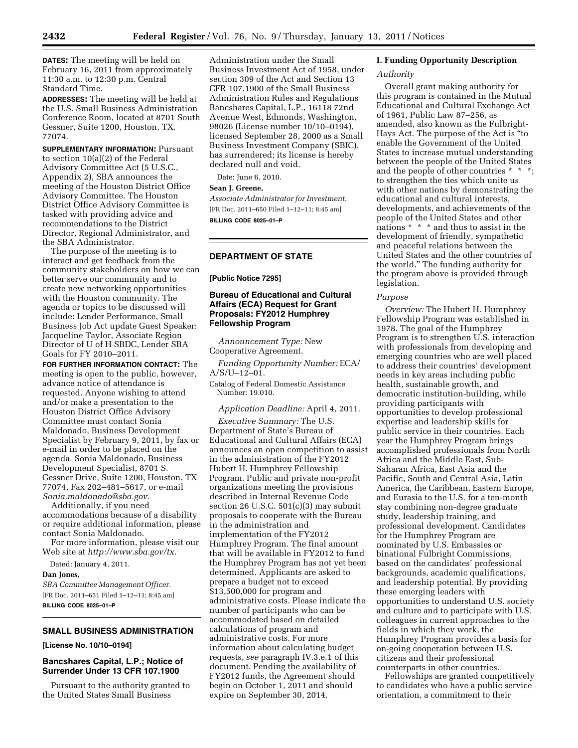**DATES:** The meeting will be held on February 16, 2011 from approximately 11:30 a.m. to 12:30 p.m. Central Standard Time.

**ADDRESSES:** The meeting will be held at the U.S. Small Business Administration Conference Room, located at 8701 South Gessner, Suite 1200, Houston, TX. 77074.

**SUPPLEMENTARY INFORMATION:** Pursuant to section 10(a)(2) of the Federal Advisory Committee Act (5 U.S.C., Appendix 2), SBA announces the meeting of the Houston District Office Advisory Committee. The Houston District Office Advisory Committee is tasked with providing advice and recommendations to the District Director, Regional Administrator, and the SBA Administrator.

The purpose of the meeting is to interact and get feedback from the community stakeholders on how we can better serve our community and to create new networking opportunities with the Houston community. The agenda or topics to be discussed will include: Lender Performance, Small Business Job Act update Guest Speaker: Jacqueline Taylor, Associate Region Director of U of H SBDC, Lender SBA Goals for FY 2010–2011.

**FOR FURTHER INFORMATION CONTACT:** The meeting is open to the public, however, advance notice of attendance is requested. Anyone wishing to attend and/or make a presentation to the Houston District Office Advisory Committee must contact Sonia Maldonado, Business Development Specialist by February 9, 2011, by fax or e-mail in order to be placed on the agenda. Sonia Maldonado, Business Development Specialist, 8701 S. Gessner Drive, Suite 1200, Houston, TX 77074, Fax 202–481–5617, or e-mail *Sonia.maldonado@sba.gov*.

Additionally, if you need accommodations because of a disability or require additional information, please contact Sonia Maldonado.

For more information, please visit our Web site at *http://www.sba.gov/tx*.

Dated: January 4, 2011.

**Dan Jones,**

*SBA Committee Management Officer.*

[FR Doc. 2011–651 Filed 1–12–11; 8:45 am]

**BILLING CODE 8025–01–P**

## SMALL BUSINESS ADMINISTRATION

**[License No. 10/10–0194]**

### Bancshares Capital, L.P.; Notice of Surrender Under 13 CFR 107.1900

Pursuant to the authority granted to the United States Small Business Administration under the Small Business Investment Act of 1958, under section 309 of the Act and Section 13 CFR 107.1900 of the Small Business Administration Rules and Regulations Bancshares Capital, L.P., 16118 72nd Avenue West, Edmonds, Washington, 98026 (License number 10/10–0194), licensed September 28, 2000 as a Small Business Investment Company (SBIC), has surrendered; its license is hereby declared null and void.

Date: June 6, 2010.

**Sean J. Greene,**

*Associate Administrator for Investment.*

[FR Doc. 2011–650 Filed 1–12–11; 8:45 am]

**BILLING CODE 8025–01–P**

## DEPARTMENT OF STATE

**[Public Notice 7295]**

### Bureau of Educational and Cultural Affairs (ECA) Request for Grant Proposals: FY2012 Humphrey Fellowship Program

*Announcement Type:* New Cooperative Agreement.

*Funding Opportunity Number:* ECA/A/S/U–12–01.

Catalog of Federal Domestic Assistance Number: 19.010.

*Application Deadline:* April 4, 2011.

*Executive Summary:* The U.S. Department of State's Bureau of Educational and Cultural Affairs (ECA) announces an open competition to assist in the administration of the FY2012 Hubert H. Humphrey Fellowship Program. Public and private non-profit organizations meeting the provisions described in Internal Revenue Code section 26 U.S.C. 501(c)(3) may submit proposals to cooperate with the Bureau in the administration and implementation of the FY2012 Humphrey Program. The final amount that will be available in FY2012 to fund the Humphrey Program has not yet been determined. Applicants are asked to prepare a budget not to exceed $13,500,000 for program and administrative costs. Please indicate the number of participants who can be accommodated based on detailed calculations of program and administrative costs. For more information about calculating budget requests, *see* paragraph IV.3.e.1 of this document. Pending the availability of FY2012 funds, the Agreement should begin on October 1, 2011 and should expire on September 30, 2014.

### I. Funding Opportunity Description

*Authority*

Overall grant making authority for this program is contained in the Mutual Educational and Cultural Exchange Act of 1961, Public Law 87–256, as amended, also known as the Fulbright-Hays Act. The purpose of the Act is "to enable the Government of the United States to increase mutual understanding between the people of the United States and the people of other countries * * *; to strengthen the ties which unite us with other nations by demonstrating the educational and cultural interests, developments, and achievements of the people of the United States and other nations * * * and thus to assist in the development of friendly, sympathetic and peaceful relations between the United States and the other countries of the world." The funding authority for the program above is provided through legislation.

*Purpose*

*Overview:* The Hubert H. Humphrey Fellowship Program was established in 1978. The goal of the Humphrey Program is to strengthen U.S. interaction with professionals from developing and emerging countries who are well placed to address their countries' development needs in key areas including public health, sustainable growth, and democratic institution-building, while providing participants with opportunities to develop professional expertise and leadership skills for public service in their countries. Each year the Humphrey Program brings accomplished professionals from North Africa and the Middle East, Sub-Saharan Africa, East Asia and the Pacific, South and Central Asia, Latin America, the Caribbean, Eastern Europe, and Eurasia to the U.S. for a ten-month stay combining non-degree graduate study, leadership training, and professional development. Candidates for the Humphrey Program are nominated by U.S. Embassies or binational Fulbright Commissions, based on the candidates' professional backgrounds, academic qualifications, and leadership potential. By providing these emerging leaders with opportunities to understand U.S. society and culture and to participate with U.S. colleagues in current approaches to the fields in which they work, the Humphrey Program provides a basis for on-going cooperation between U.S. citizens and their professional counterparts in other countries.

Fellowships are granted competitively to candidates who have a public service orientation, a commitment to their